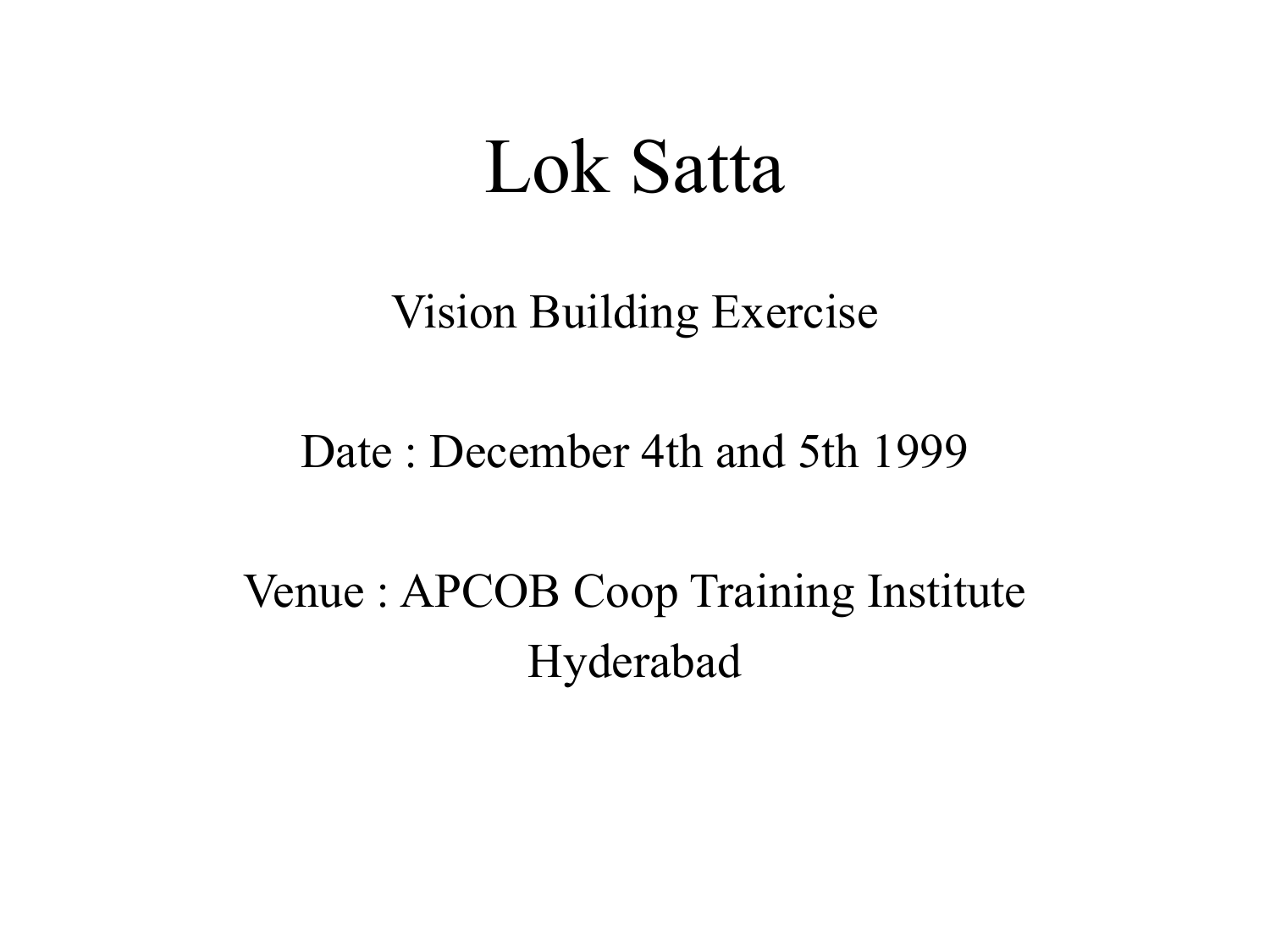# Lok Satta

Vision Building Exercise

Date : December 4th and 5th 1999

Venue : APCOB Coop Training Institute
Hyderabad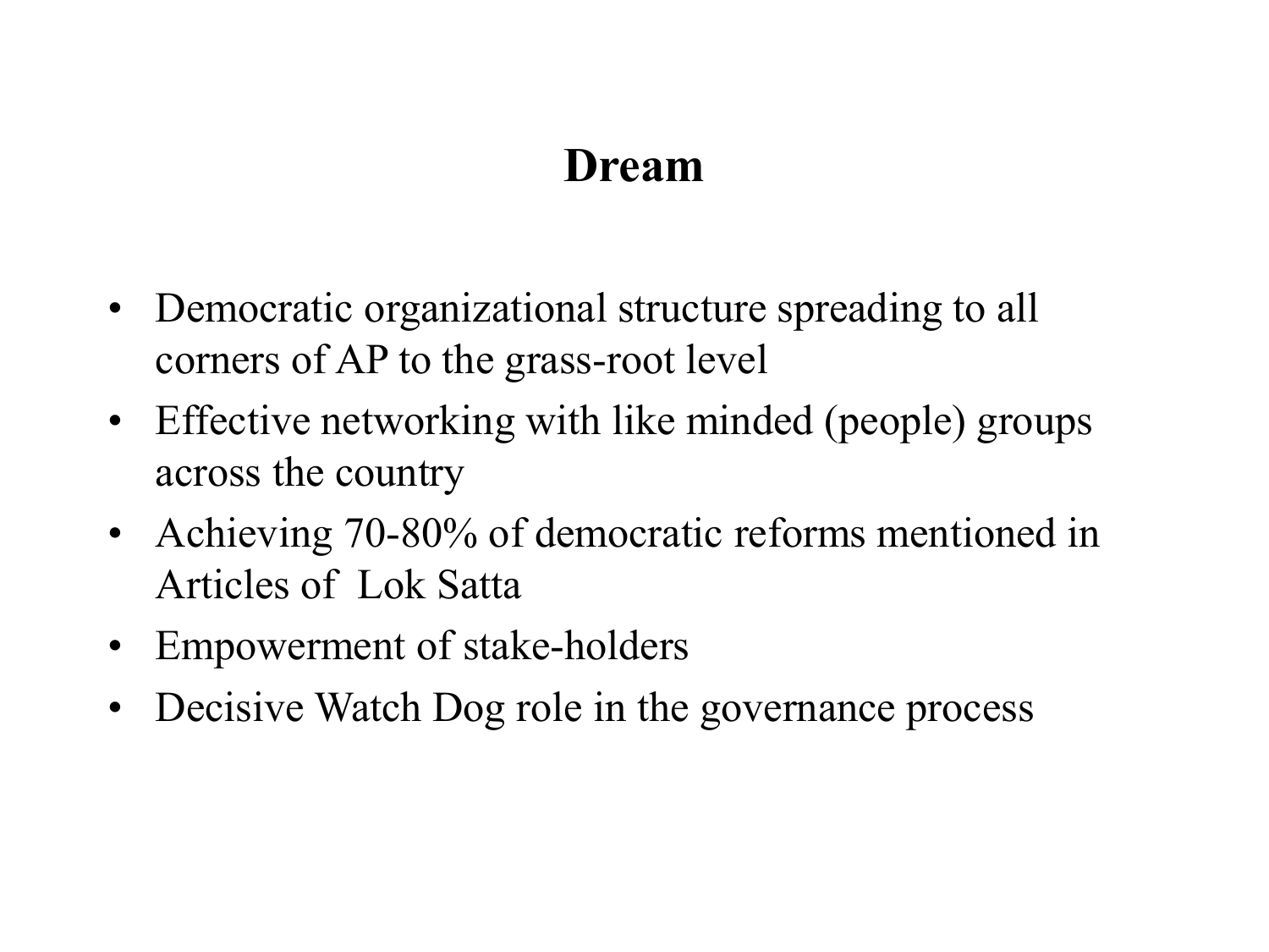# Dream

- Democratic organizational structure spreading to all corners of AP to the grass-root level
- Effective networking with like minded (people) groups across the country
- Achieving 70-80% of democratic reforms mentioned in Articles of Lok Satta
- Empowerment of stake-holders
- Decisive Watch Dog role in the governance process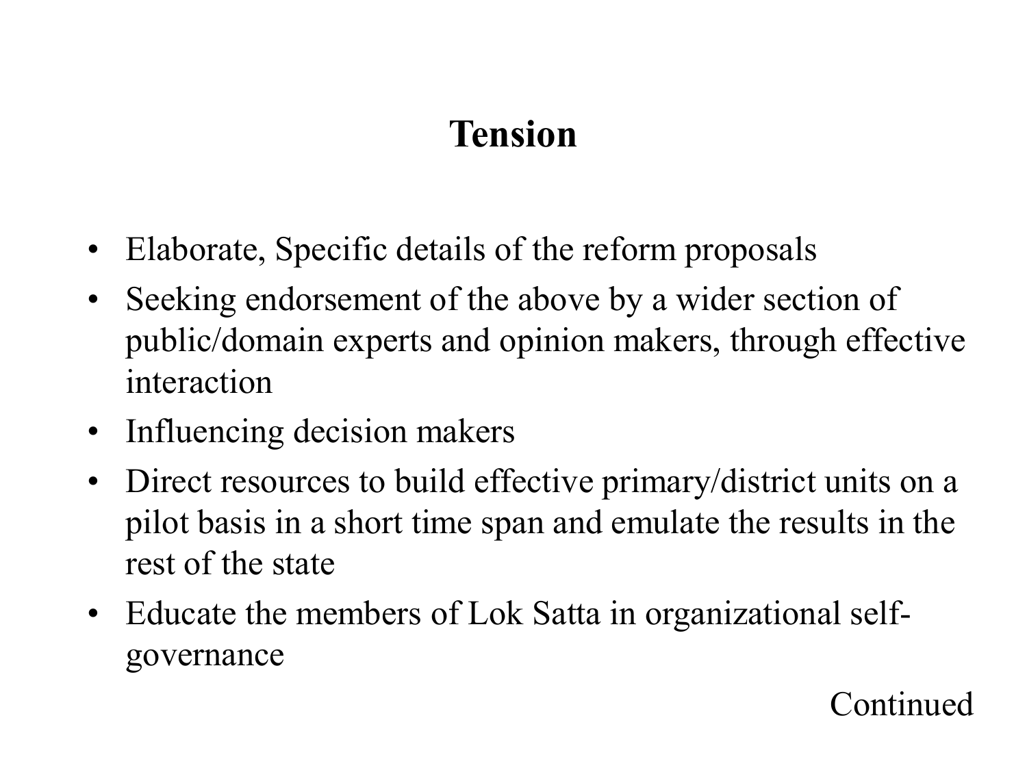# Tension

- Elaborate, Specific details of the reform proposals
- Seeking endorsement of the above by a wider section of public/domain experts and opinion makers, through effective interaction
- Influencing decision makers
- Direct resources to build effective primary/district units on a pilot basis in a short time span and emulate the results in the rest of the state
- Educate the members of Lok Satta in organizational self-governance

Continued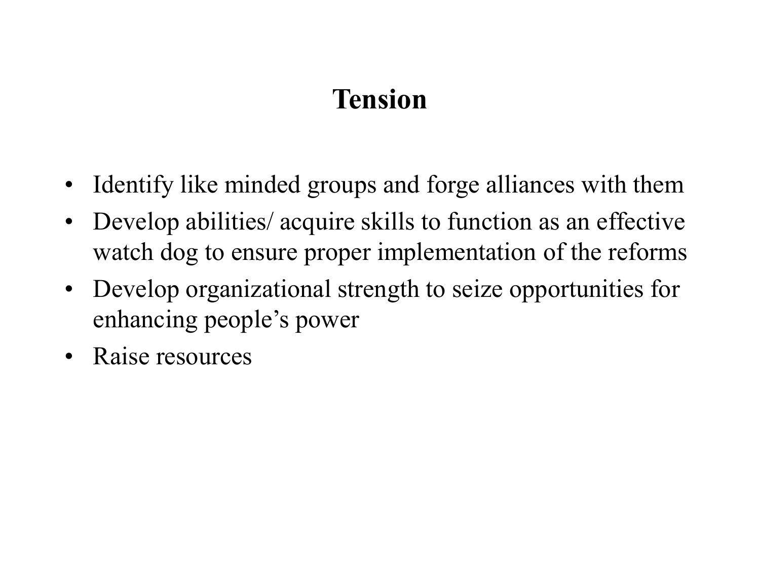# Tension

- Identify like minded groups and forge alliances with them
- Develop abilities/ acquire skills to function as an effective watch dog to ensure proper implementation of the reforms
- Develop organizational strength to seize opportunities for enhancing people's power
- Raise resources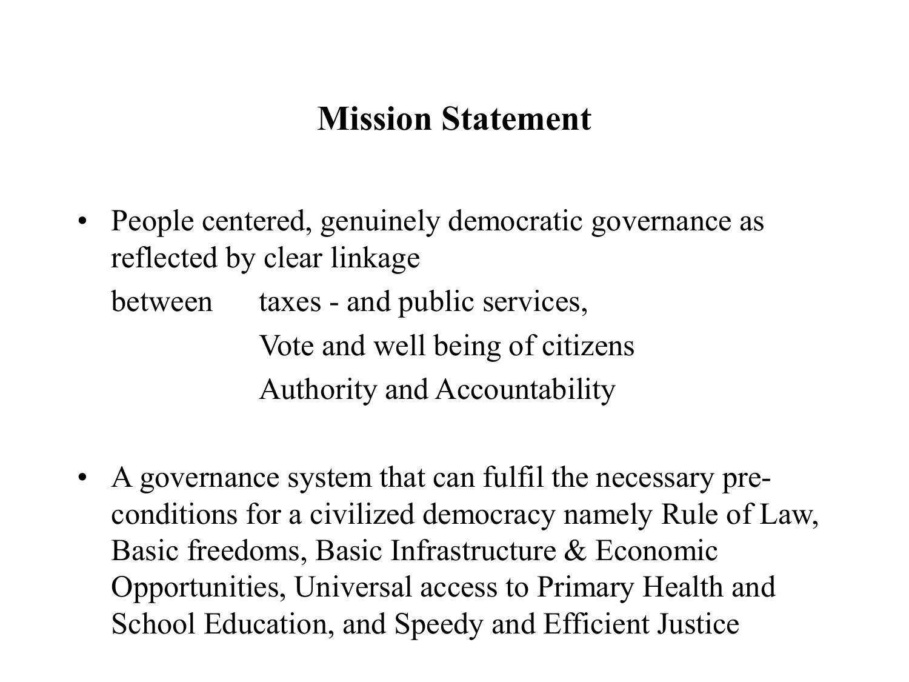# Mission Statement

- People centered, genuinely democratic governance as reflected by clear linkage

  between taxes - and public services,

  Vote and well being of citizens

  Authority and Accountability

- A governance system that can fulfil the necessary pre-conditions for a civilized democracy namely Rule of Law, Basic freedoms, Basic Infrastructure & Economic Opportunities, Universal access to Primary Health and School Education, and Speedy and Efficient Justice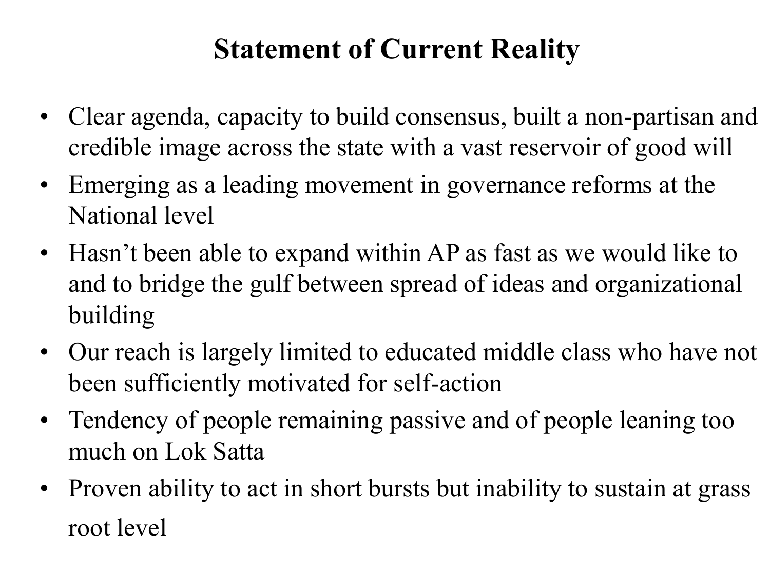# Statement of Current Reality

- Clear agenda, capacity to build consensus, built a non-partisan and credible image across the state with a vast reservoir of good will
- Emerging as a leading movement in governance reforms at the National level
- Hasn't been able to expand within AP as fast as we would like to and to bridge the gulf between spread of ideas and organizational building
- Our reach is largely limited to educated middle class who have not been sufficiently motivated for self-action
- Tendency of people remaining passive and of people leaning too much on Lok Satta
- Proven ability to act in short bursts but inability to sustain at grass root level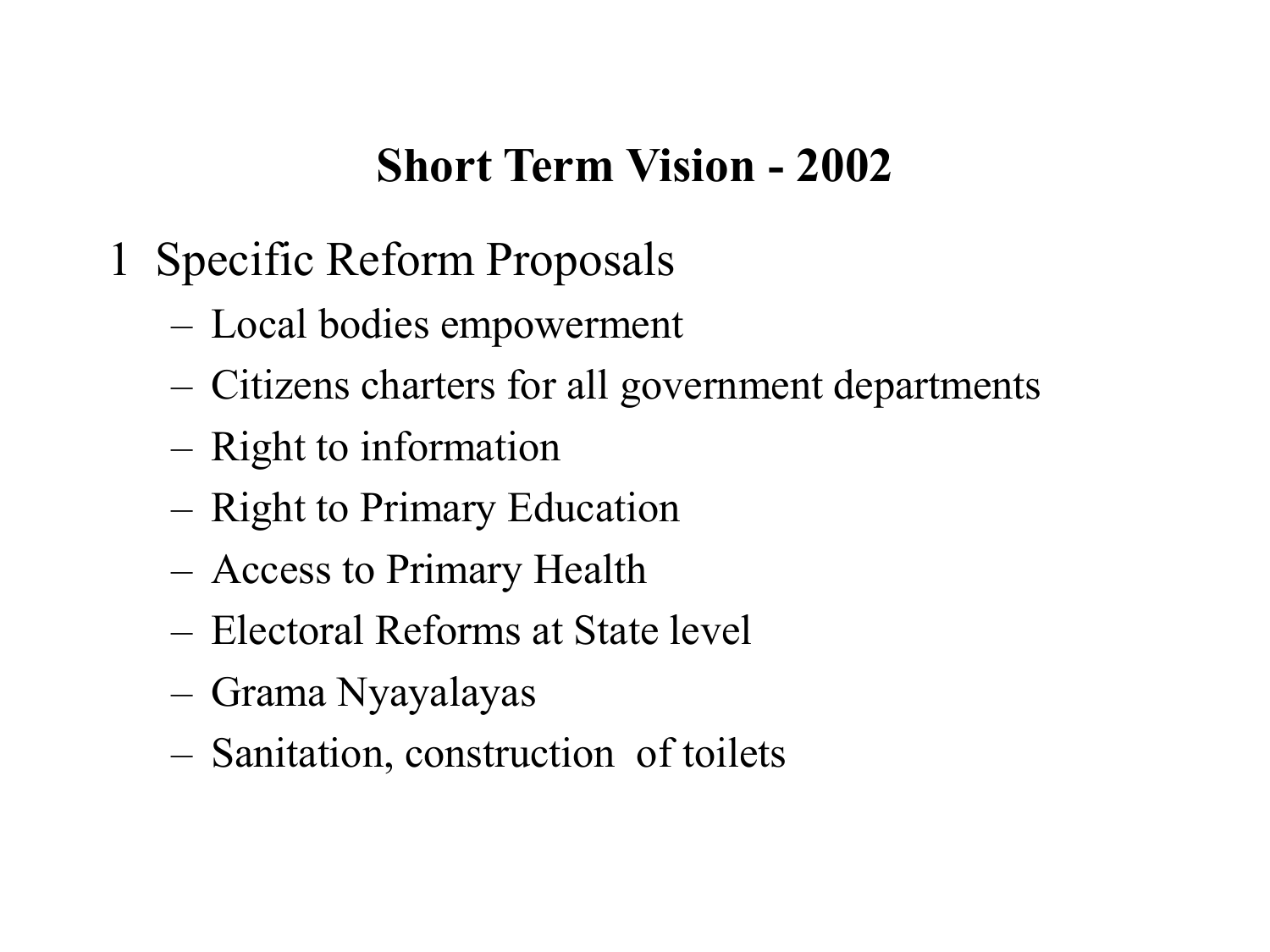# Short Term Vision - 2002

1 Specific Reform Proposals
   - Local bodies empowerment
   - Citizens charters for all government departments
   - Right to information
   - Right to Primary Education
   - Access to Primary Health
   - Electoral Reforms at State level
   - Grama Nyayalayas
   - Sanitation, construction of toilets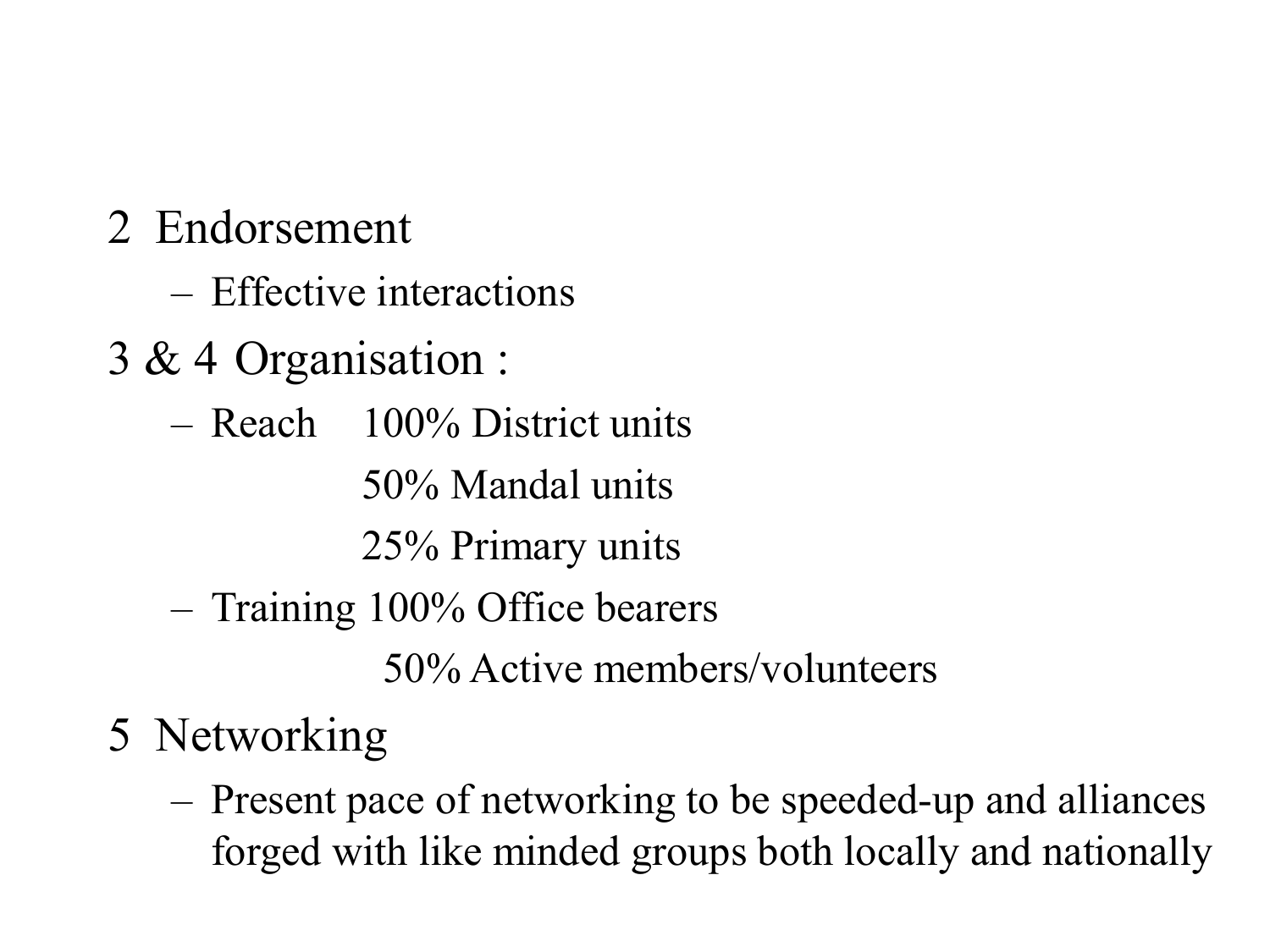2 Endorsement

- Effective interactions

3 & 4 Organisation :

- Reach 100% District units
  50% Mandal units
  25% Primary units
- Training 100% Office bearers
  50% Active members/volunteers

5 Networking

- Present pace of networking to be speeded-up and alliances forged with like minded groups both locally and nationally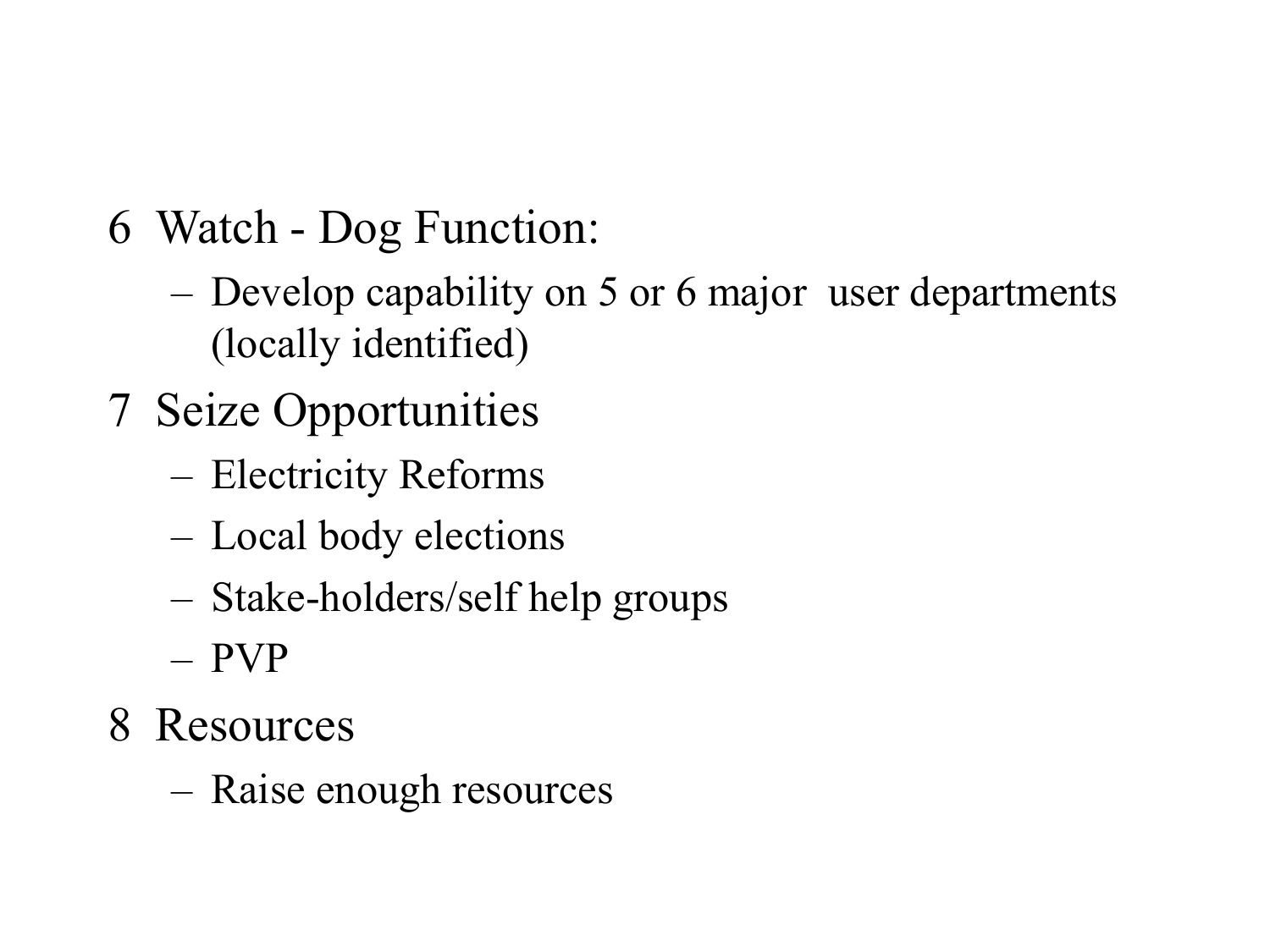6 Watch - Dog Function:
   - Develop capability on 5 or 6 major user departments (locally identified)

7 Seize Opportunities
   - Electricity Reforms
   - Local body elections
   - Stake-holders/self help groups
   - PVP

8 Resources
   - Raise enough resources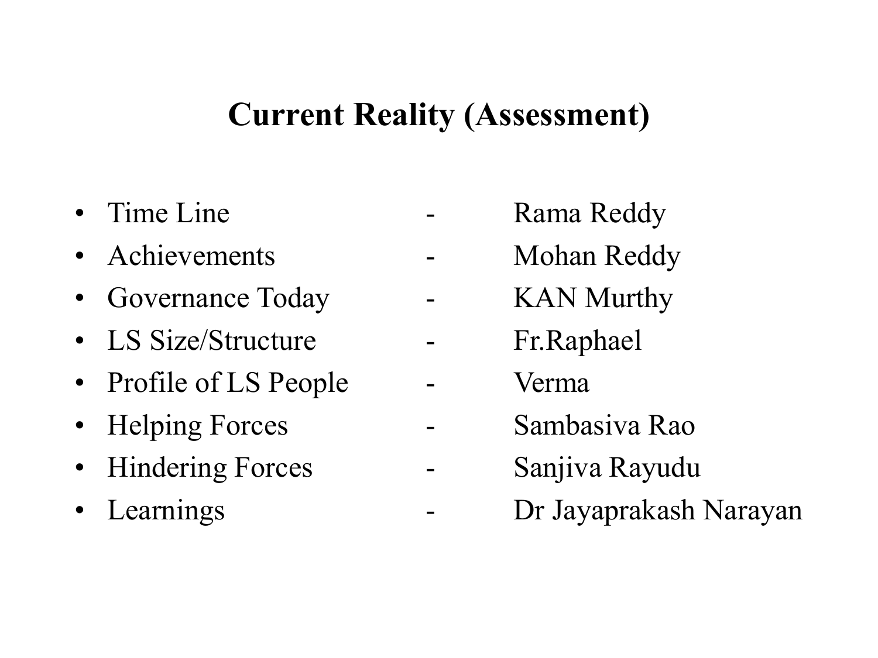## Current Reality (Assessment)

- Time Line - Rama Reddy
- Achievements - Mohan Reddy
- Governance Today - KAN Murthy
- LS Size/Structure - Fr.Raphael
- Profile of LS People - Verma
- Helping Forces - Sambasiva Rao
- Hindering Forces - Sanjiva Rayudu
- Learnings - Dr Jayaprakash Narayan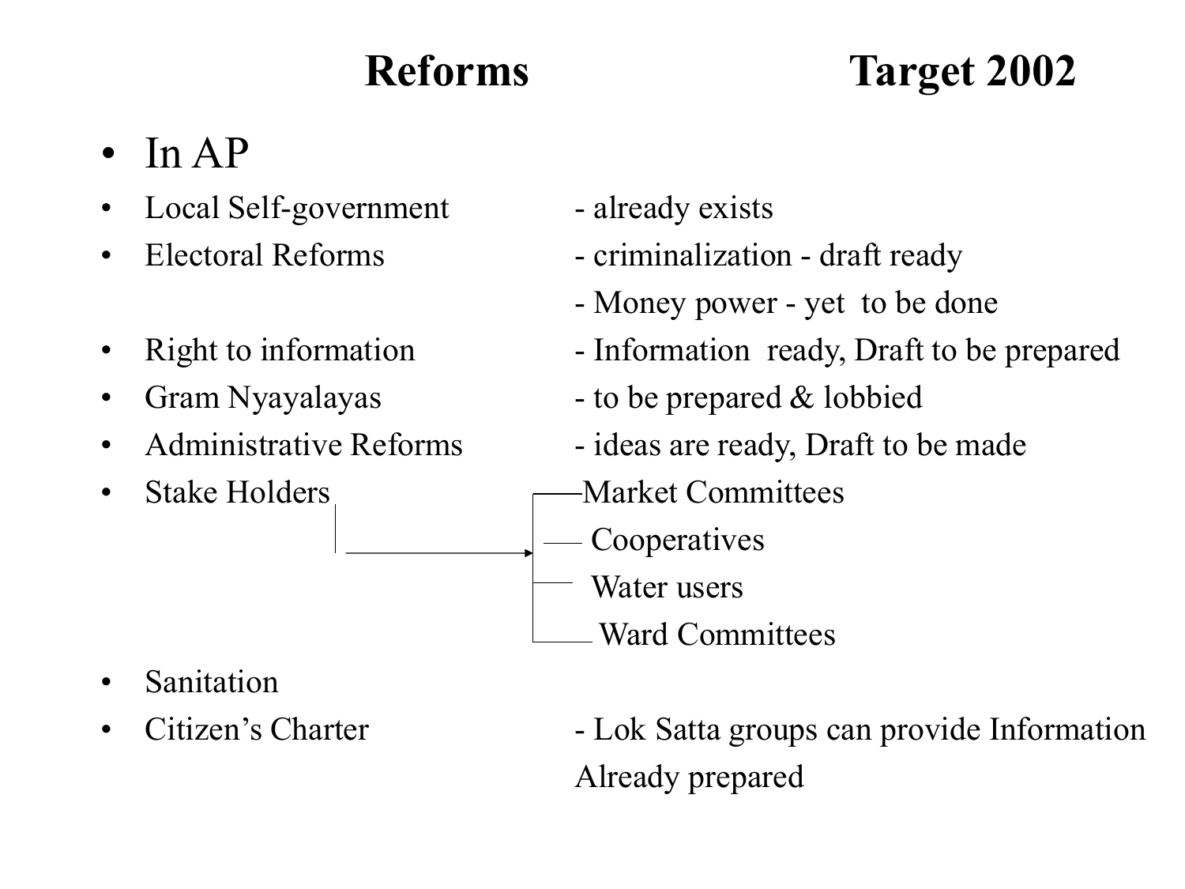## Reforms Target 2002

- In AP
- Local Self-government - already exists
- Electoral Reforms - criminalization - draft ready
  - Money power - yet to be done
- Right to information - Information ready, Draft to be prepared
- Gram Nyayalayas - to be prepared & lobbied
- Administrative Reforms - ideas are ready, Draft to be made
- Stake Holders →
  - Market Committees
  - Cooperatives
  - Water users
  - Ward Committees
- Sanitation
- Citizen's Charter - Lok Satta groups can provide Information
  Already prepared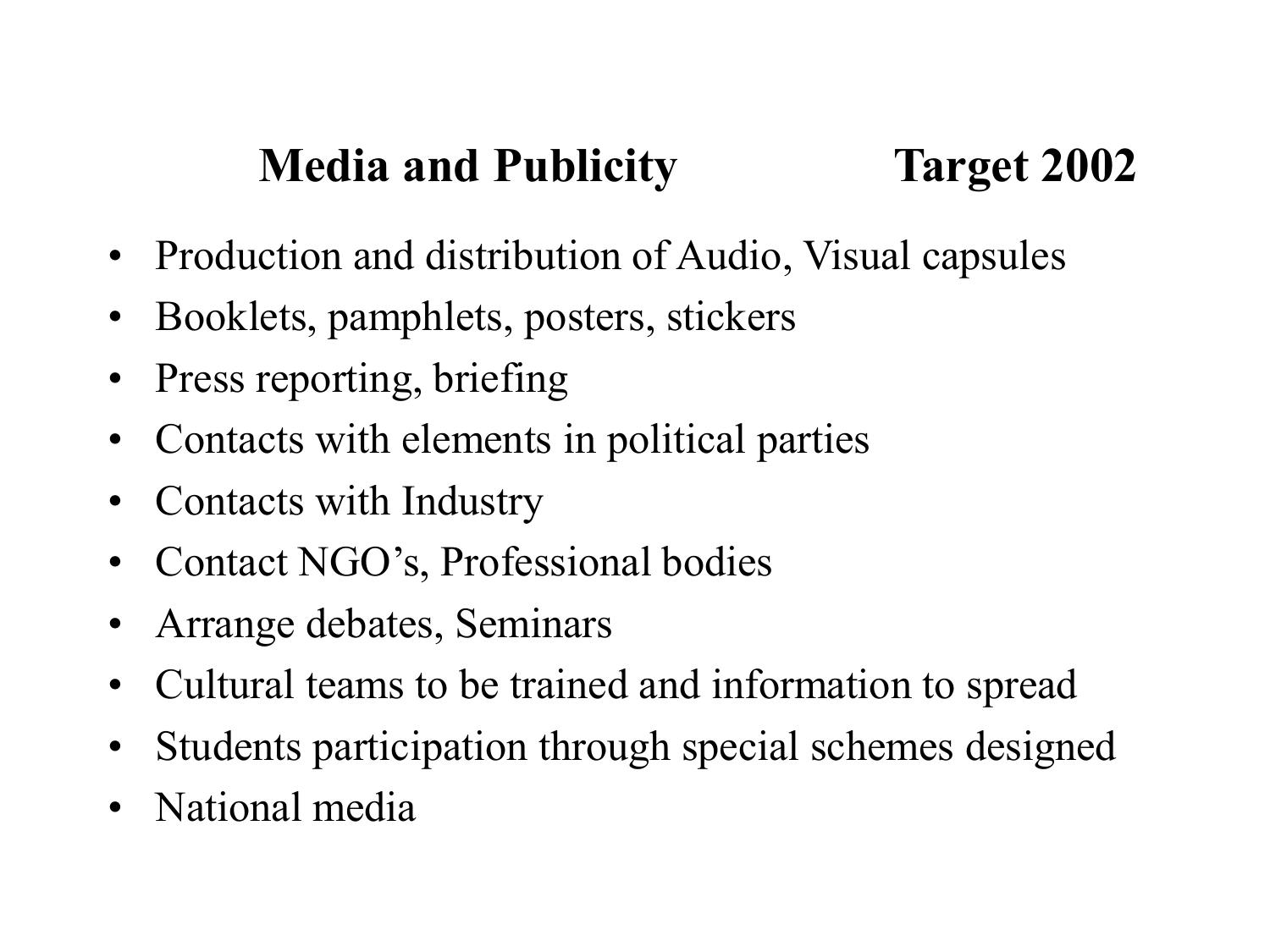## Media and Publicity Target 2002

- Production and distribution of Audio, Visual capsules
- Booklets, pamphlets, posters, stickers
- Press reporting, briefing
- Contacts with elements in political parties
- Contacts with Industry
- Contact NGO's, Professional bodies
- Arrange debates, Seminars
- Cultural teams to be trained and information to spread
- Students participation through special schemes designed
- National media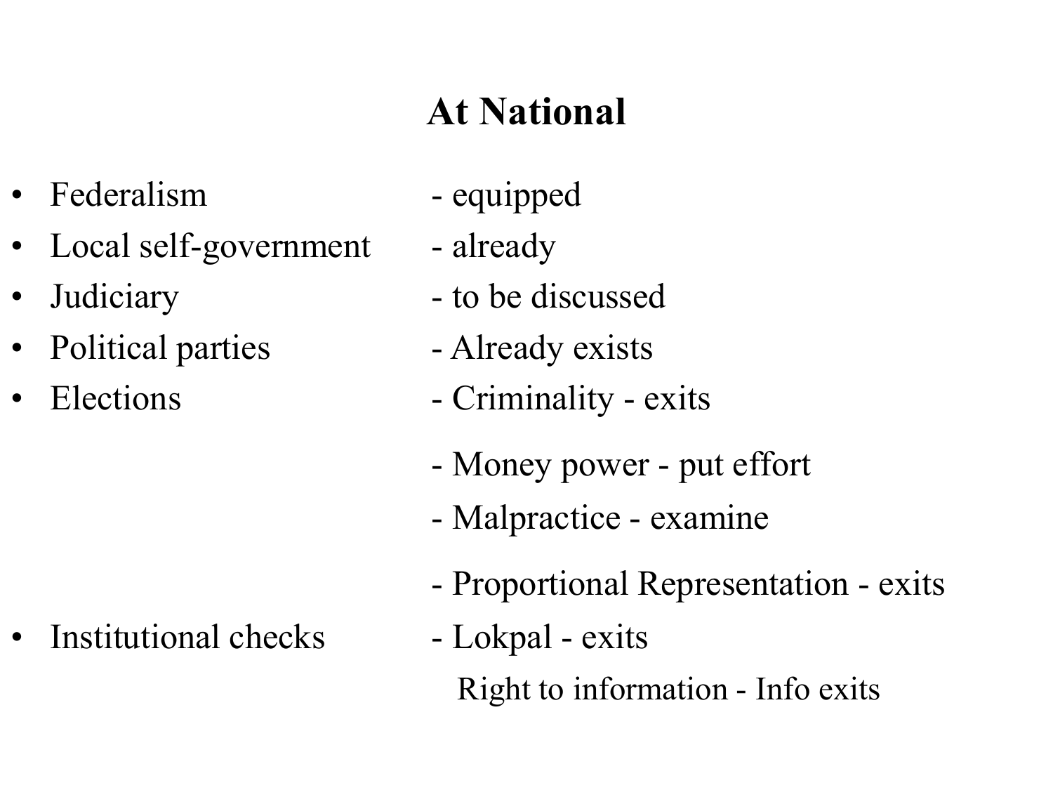## At National

- Federalism - equipped
- Local self-government - already
- Judiciary - to be discussed
- Political parties - Already exists
- Elections
  - Criminality - exits
  - Money power - put effort
  - Malpractice - examine
  - Proportional Representation - exits
- Institutional checks
  - Lokpal - exits
  - Right to information - Info exits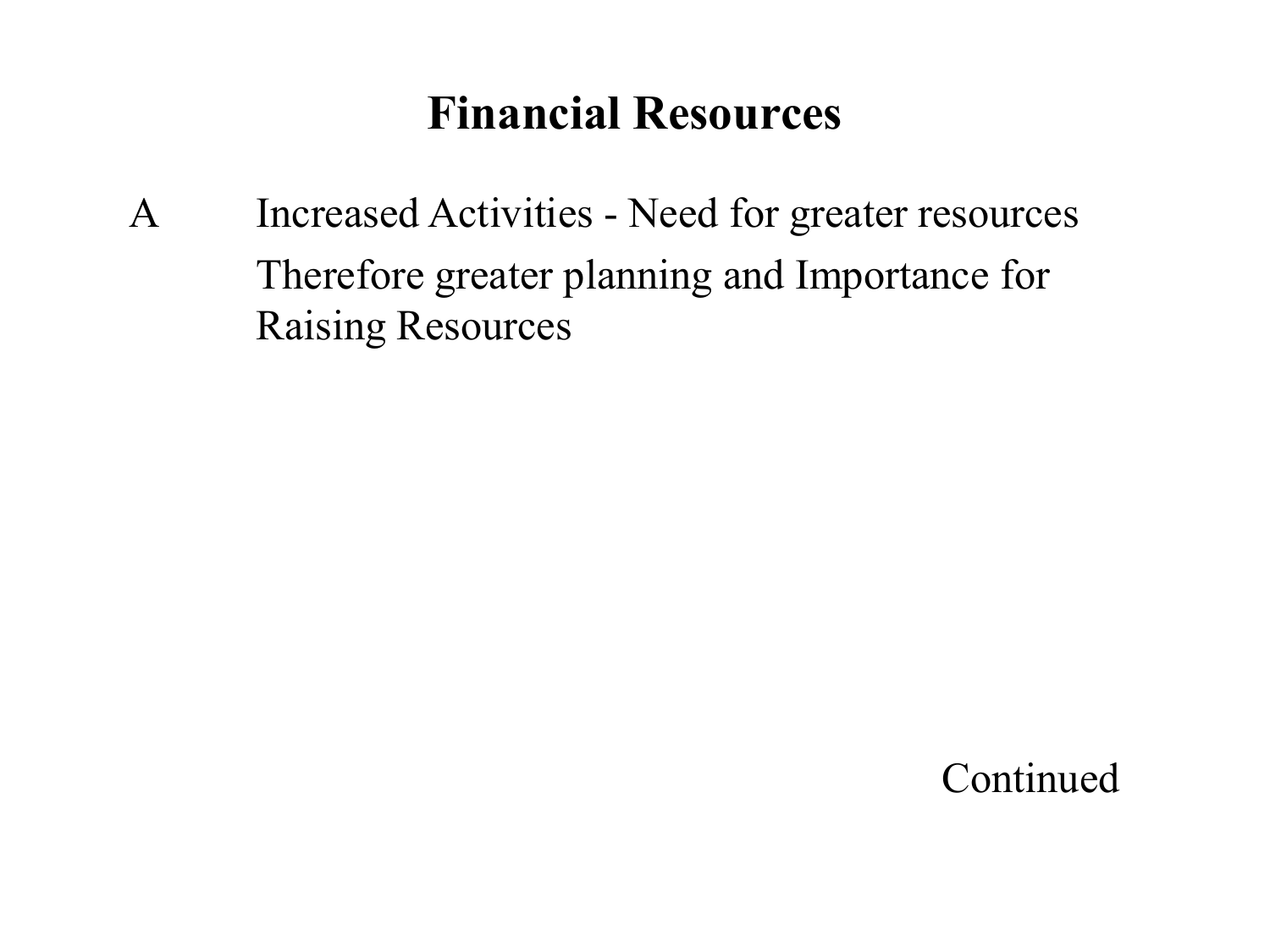# Financial Resources

A Increased Activities - Need for greater resources

Therefore greater planning and Importance for Raising Resources

Continued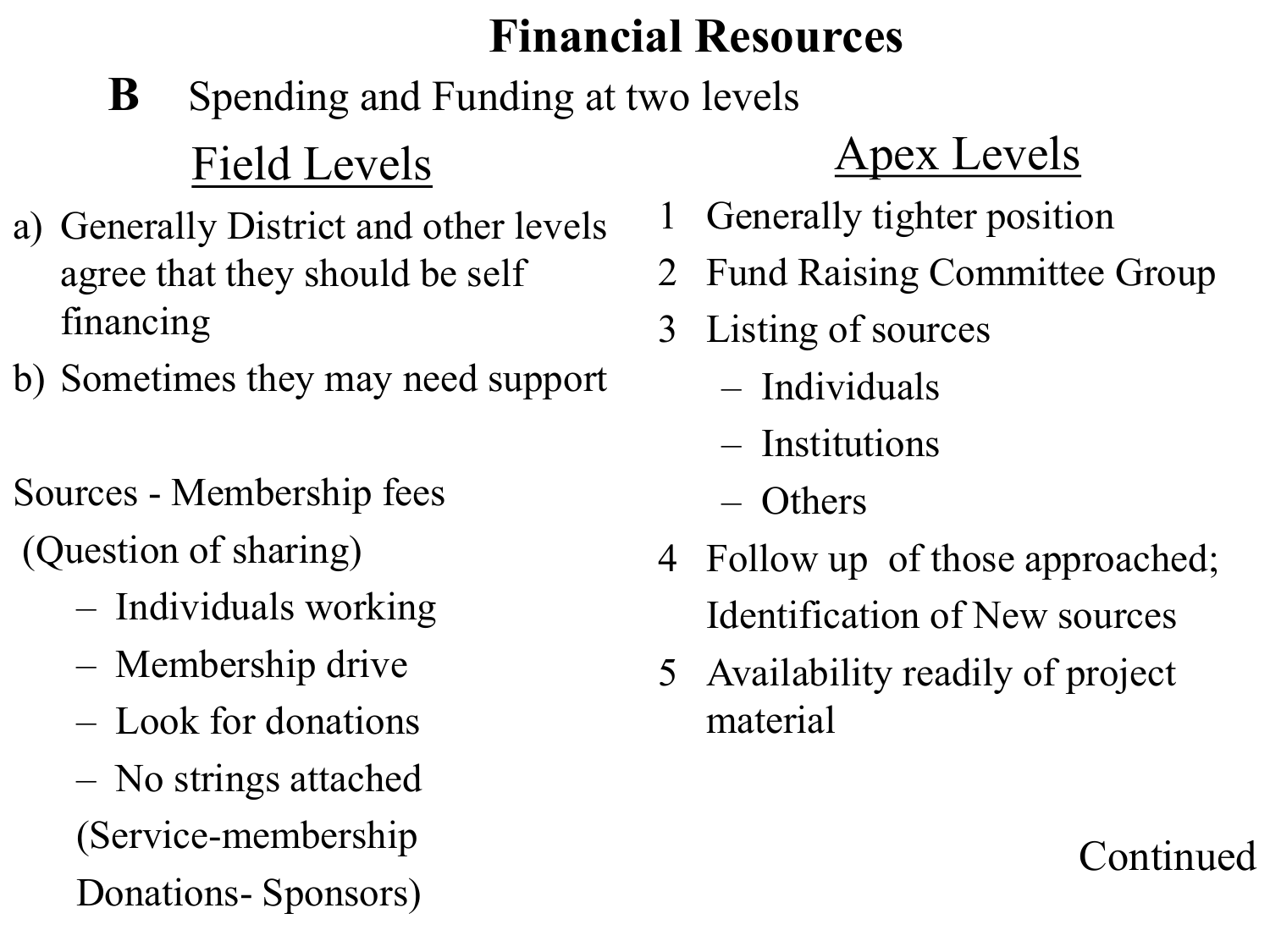# Financial Resources

**B** Spending and Funding at two levels

## Field Levels

a) Generally District and other levels agree that they should be self financing
b) Sometimes they may need support

Sources - Membership fees
(Question of sharing)

- Individuals working
- Membership drive
- Look for donations
- No strings attached

(Service-membership
Donations- Sponsors)

## Apex Levels

1 Generally tighter position
2 Fund Raising Committee Group
3 Listing of sources
   - Individuals
   - Institutions
   - Others
4 Follow up of those approached; Identification of New sources
5 Availability readily of project material

Continued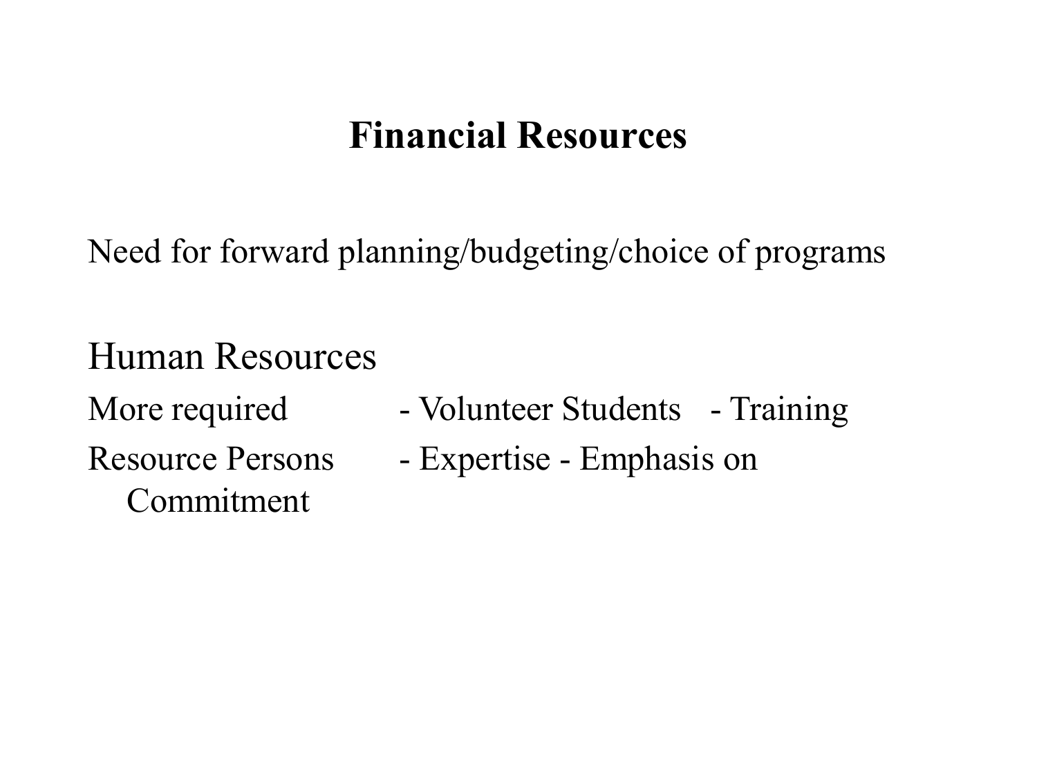## Financial Resources

Need for forward planning/budgeting/choice of programs

### Human Resources

More required - Volunteer Students - Training

Resource Persons - Expertise - Emphasis on Commitment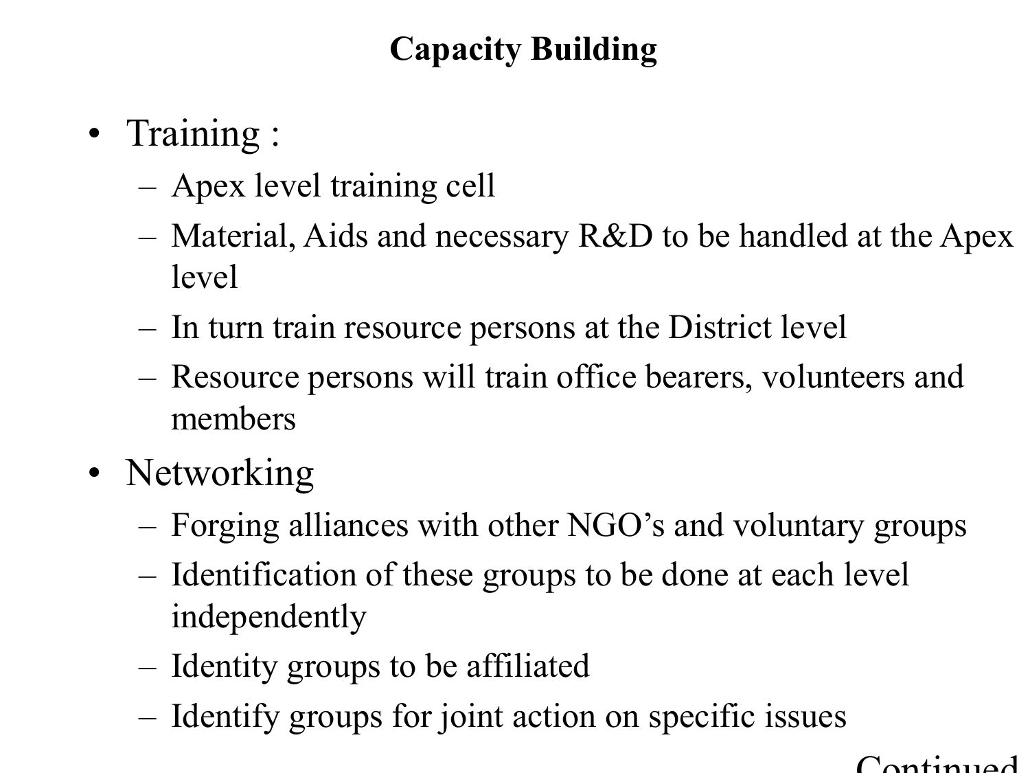# Capacity Building

- Training :
  - Apex level training cell
  - Material, Aids and necessary R&D to be handled at the Apex level
  - In turn train resource persons at the District level
  - Resource persons will train office bearers, volunteers and members
- Networking
  - Forging alliances with other NGO's and voluntary groups
  - Identification of these groups to be done at each level independently
  - Identity groups to be affiliated
  - Identify groups for joint action on specific issues

Continued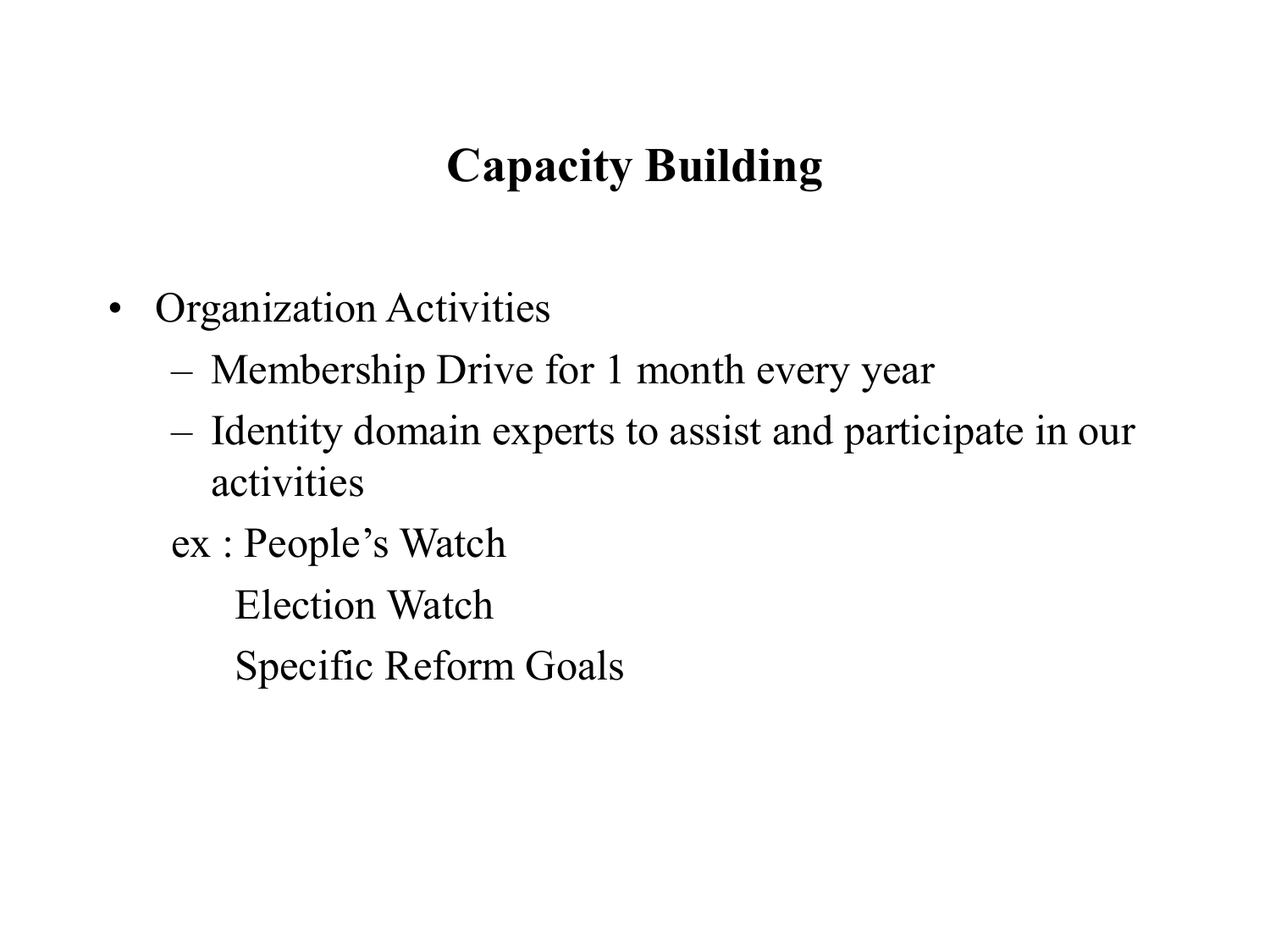# Capacity Building

- Organization Activities
  - Membership Drive for 1 month every year
  - Identity domain experts to assist and participate in our activities

  ex : People's Watch

  Election Watch

  Specific Reform Goals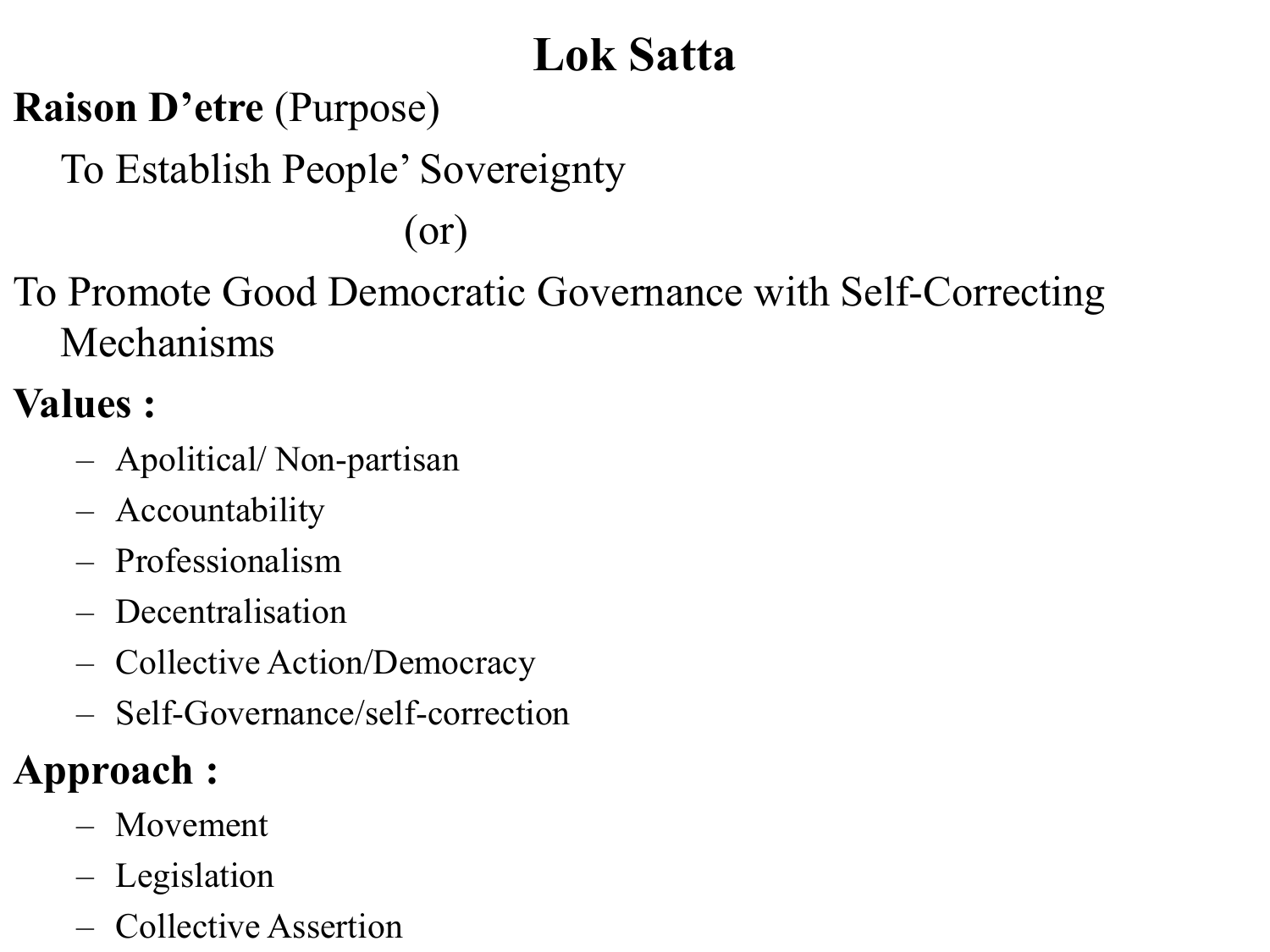# Lok Satta

**Raison D'etre** (Purpose)

To Establish People' Sovereignty

(or)

To Promote Good Democratic Governance with Self-Correcting Mechanisms

**Values :**

- Apolitical/ Non-partisan
- Accountability
- Professionalism
- Decentralisation
- Collective Action/Democracy
- Self-Governance/self-correction

**Approach :**

- Movement
- Legislation
- Collective Assertion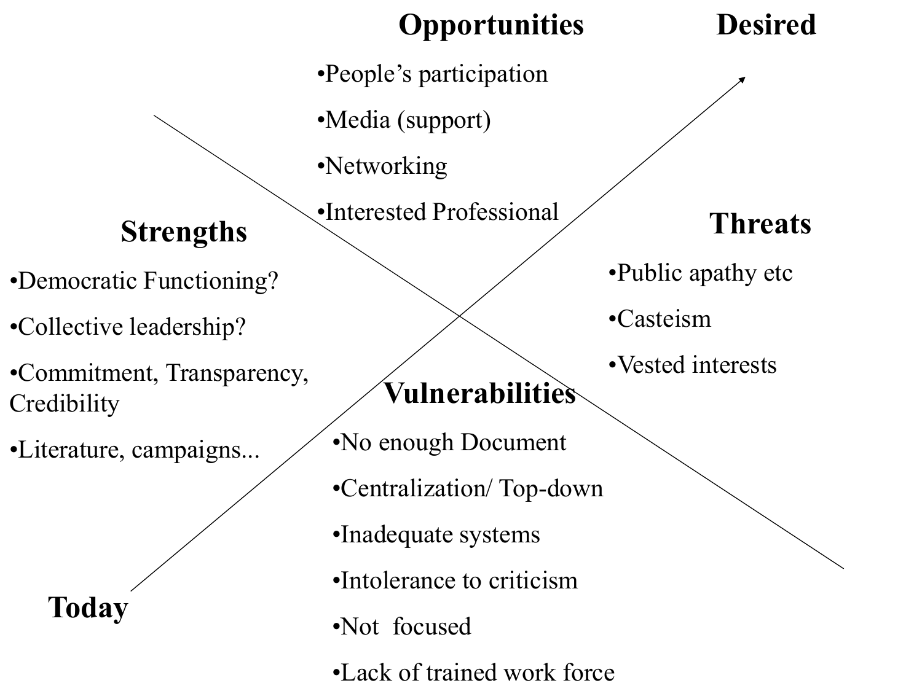Opportunities

Desired

- People's participation
- Media (support)
- Networking
- Interested Professional

Strengths

- Democratic Functioning?
- Collective leadership?
- Commitment, Transparency, Credibility
- Literature, campaigns...

Threats

- Public apathy etc
- Casteism
- Vested interests

Vulnerabilities

- No enough Document
- Centralization/ Top-down
- Inadequate systems
- Intolerance to criticism
- Not focused
- Lack of trained work force

Today